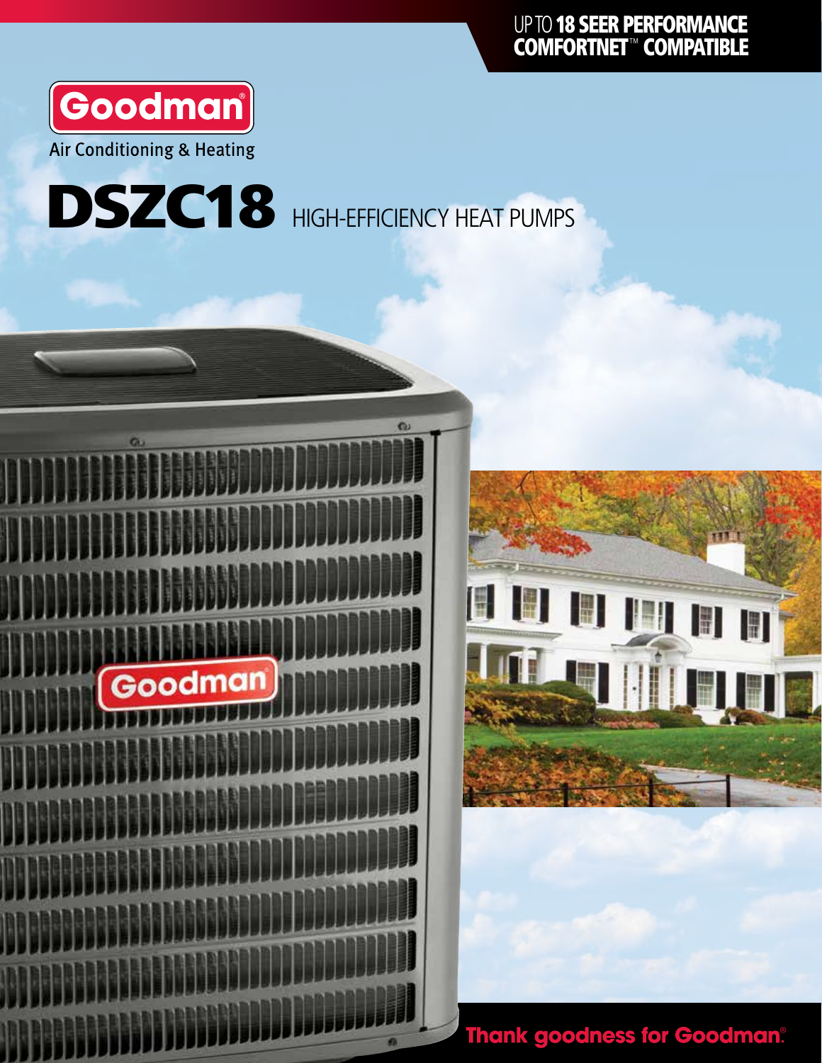UP TO **18 SEER PERFORMANCE**
**COMFORTNET™ COMPATIBLE**

Goodman®

Air Conditioning & Heating

# DSZC18 HIGH-EFFICIENCY HEAT PUMPS

**Thank goodness for Goodman®**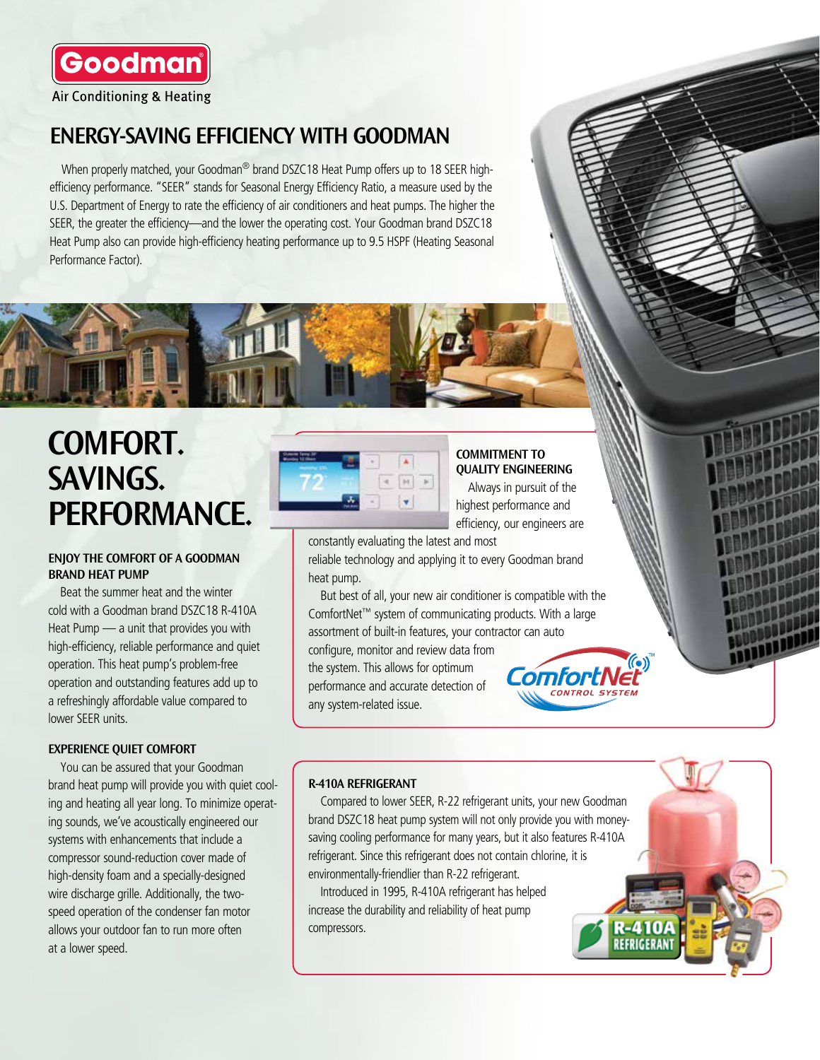**Goodman**

Air Conditioning & Heating

## ENERGY-SAVING EFFICIENCY WITH GOODMAN

When properly matched, your Goodman® brand DSZC18 Heat Pump offers up to 18 SEER high-efficiency performance. "SEER" stands for Seasonal Energy Efficiency Ratio, a measure used by the U.S. Department of Energy to rate the efficiency of air conditioners and heat pumps. The higher the SEER, the greater the efficiency—and the lower the operating cost. Your Goodman brand DSZC18 Heat Pump also can provide high-efficiency heating performance up to 9.5 HSPF (Heating Seasonal Performance Factor).

# COMFORT. SAVINGS. PERFORMANCE.

### ENJOY THE COMFORT OF A GOODMAN BRAND HEAT PUMP

Beat the summer heat and the winter cold with a Goodman brand DSZC18 R-410A Heat Pump — a unit that provides you with high-efficiency, reliable performance and quiet operation. This heat pump's problem-free operation and outstanding features add up to a refreshingly affordable value compared to lower SEER units.

### EXPERIENCE QUIET COMFORT

You can be assured that your Goodman brand heat pump will provide you with quiet cooling and heating all year long. To minimize operating sounds, we've acoustically engineered our systems with enhancements that include a compressor sound-reduction cover made of high-density foam and a specially-designed wire discharge grille. Additionally, the two-speed operation of the condenser fan motor allows your outdoor fan to run more often at a lower speed.

### COMMITMENT TO QUALITY ENGINEERING

Always in pursuit of the highest performance and efficiency, our engineers are constantly evaluating the latest and most reliable technology and applying it to every Goodman brand heat pump.

But best of all, your new air conditioner is compatible with the ComfortNet™ system of communicating products. With a large assortment of built-in features, your contractor can auto configure, monitor and review data from the system. This allows for optimum performance and accurate detection of any system-related issue.

ComfortNet™ CONTROL SYSTEM

### R-410A REFRIGERANT

Compared to lower SEER, R-22 refrigerant units, your new Goodman brand DSZC18 heat pump system will not only provide you with money-saving cooling performance for many years, but it also features R-410A refrigerant. Since this refrigerant does not contain chlorine, it is environmentally-friendlier than R-22 refrigerant.

Introduced in 1995, R-410A refrigerant has helped increase the durability and reliability of heat pump compressors.

R-410A REFRIGERANT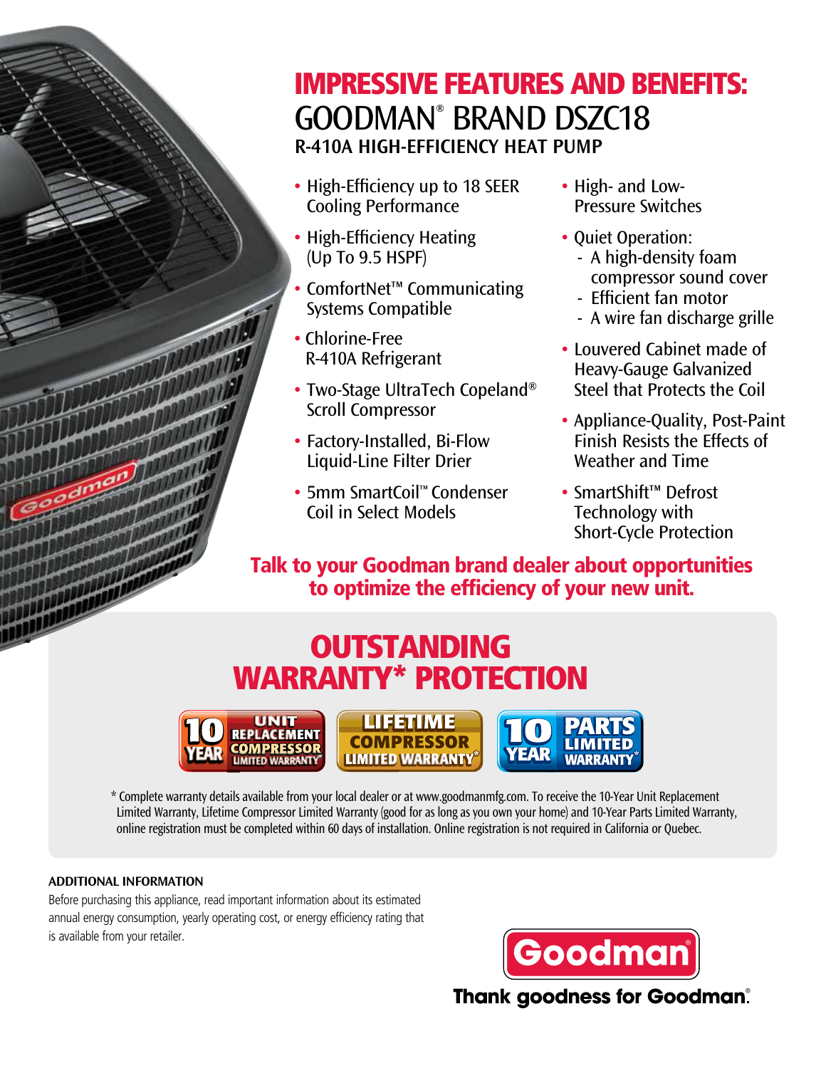# IMPRESSIVE FEATURES AND BENEFITS:

## GOODMAN® BRAND DSZC18

### R-410A HIGH-EFFICIENCY HEAT PUMP

- High-Efficiency up to 18 SEER Cooling Performance
- High-Efficiency Heating (Up To 9.5 HSPF)
- ComfortNet™ Communicating Systems Compatible
- Chlorine-Free R-410A Refrigerant
- Two-Stage UltraTech Copeland® Scroll Compressor
- Factory-Installed, Bi-Flow Liquid-Line Filter Drier
- 5mm SmartCoil™ Condenser Coil in Select Models
- High- and Low-Pressure Switches
- Quiet Operation:
  - A high-density foam compressor sound cover
  - Efficient fan motor
  - A wire fan discharge grille
- Louvered Cabinet made of Heavy-Gauge Galvanized Steel that Protects the Coil
- Appliance-Quality, Post-Paint Finish Resists the Effects of Weather and Time
- SmartShift™ Defrost Technology with Short-Cycle Protection

**Talk to your Goodman brand dealer about opportunities to optimize the efficiency of your new unit.**

## OUTSTANDING WARRANTY* PROTECTION

10 YEAR UNIT REPLACEMENT COMPRESSOR LIMITED WARRANTY | LIFETIME COMPRESSOR LIMITED WARRANTY* | 10 YEAR PARTS LIMITED WARRANTY*

* Complete warranty details available from your local dealer or at www.goodmanmfg.com. To receive the 10-Year Unit Replacement Limited Warranty, Lifetime Compressor Limited Warranty (good for as long as you own your home) and 10-Year Parts Limited Warranty, online registration must be completed within 60 days of installation. Online registration is not required in California or Quebec.

**ADDITIONAL INFORMATION**

Before purchasing this appliance, read important information about its estimated annual energy consumption, yearly operating cost, or energy efficiency rating that is available from your retailer.

Goodman

Thank goodness for Goodman®.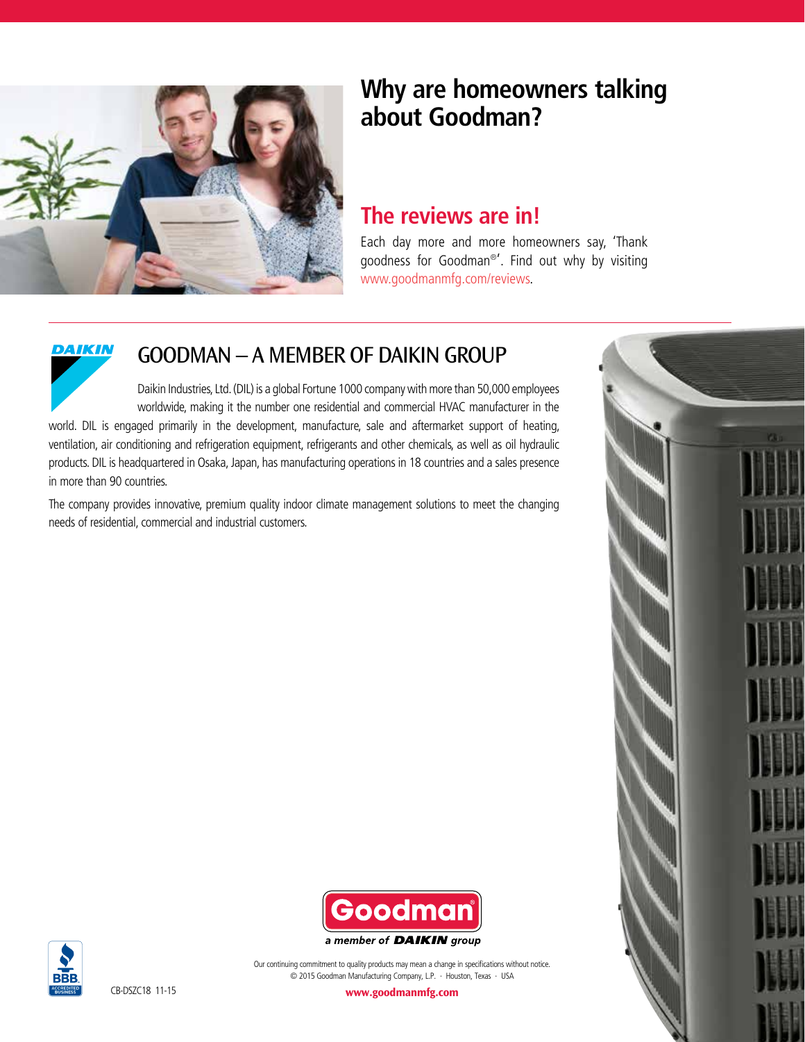# Why are homeowners talking about Goodman?

## The reviews are in!

Each day more and more homeowners say, 'Thank goodness for Goodman®'. Find out why by visiting www.goodmanmfg.com/reviews.

## GOODMAN – A MEMBER OF DAIKIN GROUP

Daikin Industries, Ltd. (DIL) is a global Fortune 1000 company with more than 50,000 employees worldwide, making it the number one residential and commercial HVAC manufacturer in the world. DIL is engaged primarily in the development, manufacture, sale and aftermarket support of heating, ventilation, air conditioning and refrigeration equipment, refrigerants and other chemicals, as well as oil hydraulic products. DIL is headquartered in Osaka, Japan, has manufacturing operations in 18 countries and a sales presence in more than 90 countries.

The company provides innovative, premium quality indoor climate management solutions to meet the changing needs of residential, commercial and industrial customers.

Goodman®
*a member of* ***DAIKIN*** *group*

Our continuing commitment to quality products may mean a change in specifications without notice.
© 2015 Goodman Manufacturing Company, L.P. · Houston, Texas · USA

**www.goodmanmfg.com**

CB-DSZC18 11-15